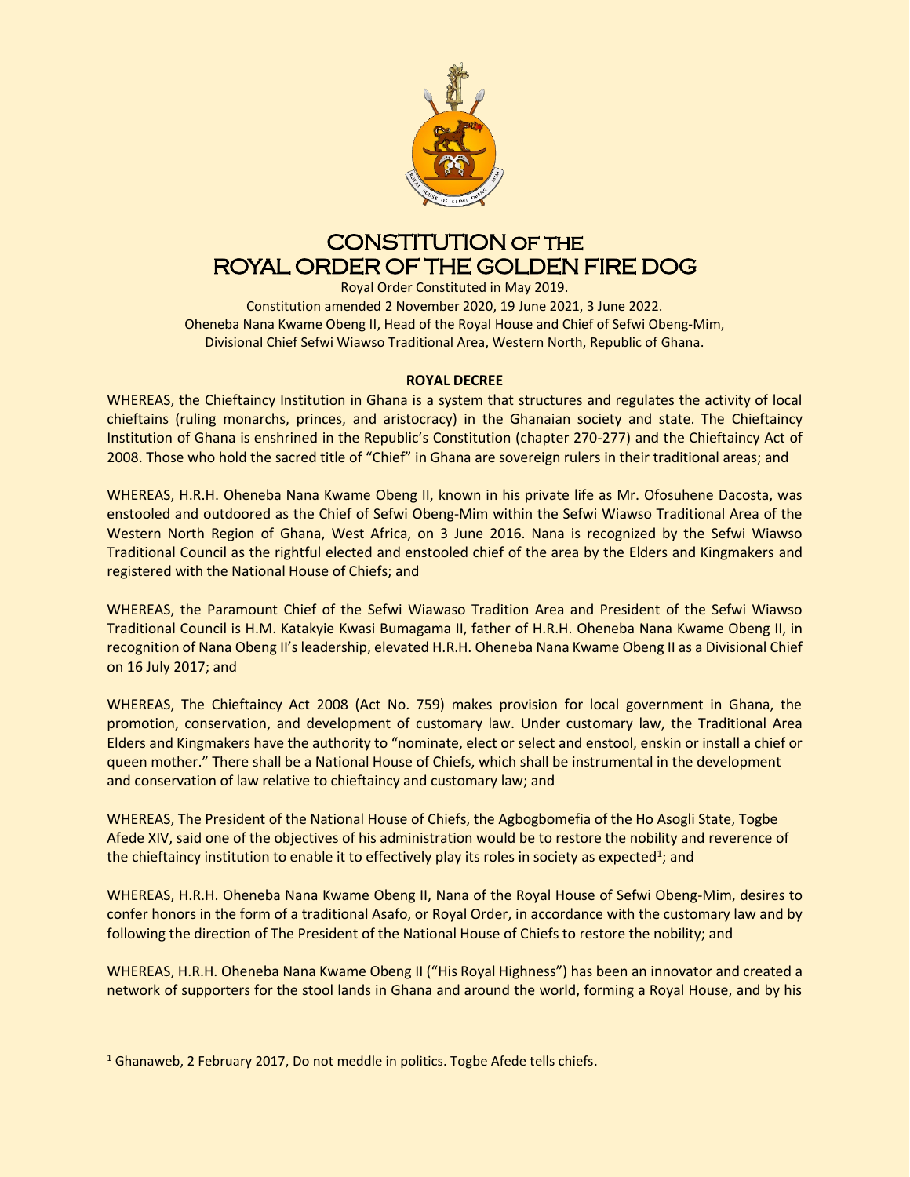# CONSTITUTION OF THE ROYAL ORDER OF THE GOLDEN FIRE DOG

Royal Order Constituted in May 2019.
Constitution amended 2 November 2020, 19 June 2021, 3 June 2022.
Oheneba Nana Kwame Obeng II, Head of the Royal House and Chief of Sefwi Obeng-Mim,
Divisional Chief Sefwi Wiawso Traditional Area, Western North, Republic of Ghana.

## ROYAL DECREE

WHEREAS, the Chieftaincy Institution in Ghana is a system that structures and regulates the activity of local chieftains (ruling monarchs, princes, and aristocracy) in the Ghanaian society and state. The Chieftaincy Institution of Ghana is enshrined in the Republic's Constitution (chapter 270-277) and the Chieftaincy Act of 2008. Those who hold the sacred title of "Chief" in Ghana are sovereign rulers in their traditional areas; and

WHEREAS, H.R.H. Oheneba Nana Kwame Obeng II, known in his private life as Mr. Ofosuhene Dacosta, was enstooled and outdoored as the Chief of Sefwi Obeng-Mim within the Sefwi Wiawso Traditional Area of the Western North Region of Ghana, West Africa, on 3 June 2016. Nana is recognized by the Sefwi Wiawso Traditional Council as the rightful elected and enstooled chief of the area by the Elders and Kingmakers and registered with the National House of Chiefs; and

WHEREAS, the Paramount Chief of the Sefwi Wiawaso Tradition Area and President of the Sefwi Wiawso Traditional Council is H.M. Katakyie Kwasi Bumagama II, father of H.R.H. Oheneba Nana Kwame Obeng II, in recognition of Nana Obeng II's leadership, elevated H.R.H. Oheneba Nana Kwame Obeng II as a Divisional Chief on 16 July 2017; and

WHEREAS, The Chieftaincy Act 2008 (Act No. 759) makes provision for local government in Ghana, the promotion, conservation, and development of customary law. Under customary law, the Traditional Area Elders and Kingmakers have the authority to "nominate, elect or select and enstool, enskin or install a chief or queen mother." There shall be a National House of Chiefs, which shall be instrumental in the development and conservation of law relative to chieftaincy and customary law; and

WHEREAS, The President of the National House of Chiefs, the Agbogbomefia of the Ho Asogli State, Togbe Afede XIV, said one of the objectives of his administration would be to restore the nobility and reverence of the chieftaincy institution to enable it to effectively play its roles in society as expected[1]; and

WHEREAS, H.R.H. Oheneba Nana Kwame Obeng II, Nana of the Royal House of Sefwi Obeng-Mim, desires to confer honors in the form of a traditional Asafo, or Royal Order, in accordance with the customary law and by following the direction of The President of the National House of Chiefs to restore the nobility; and

WHEREAS, H.R.H. Oheneba Nana Kwame Obeng II ("His Royal Highness") has been an innovator and created a network of supporters for the stool lands in Ghana and around the world, forming a Royal House, and by his

---

[1] Ghanaweb, 2 February 2017, Do not meddle in politics. Togbe Afede tells chiefs.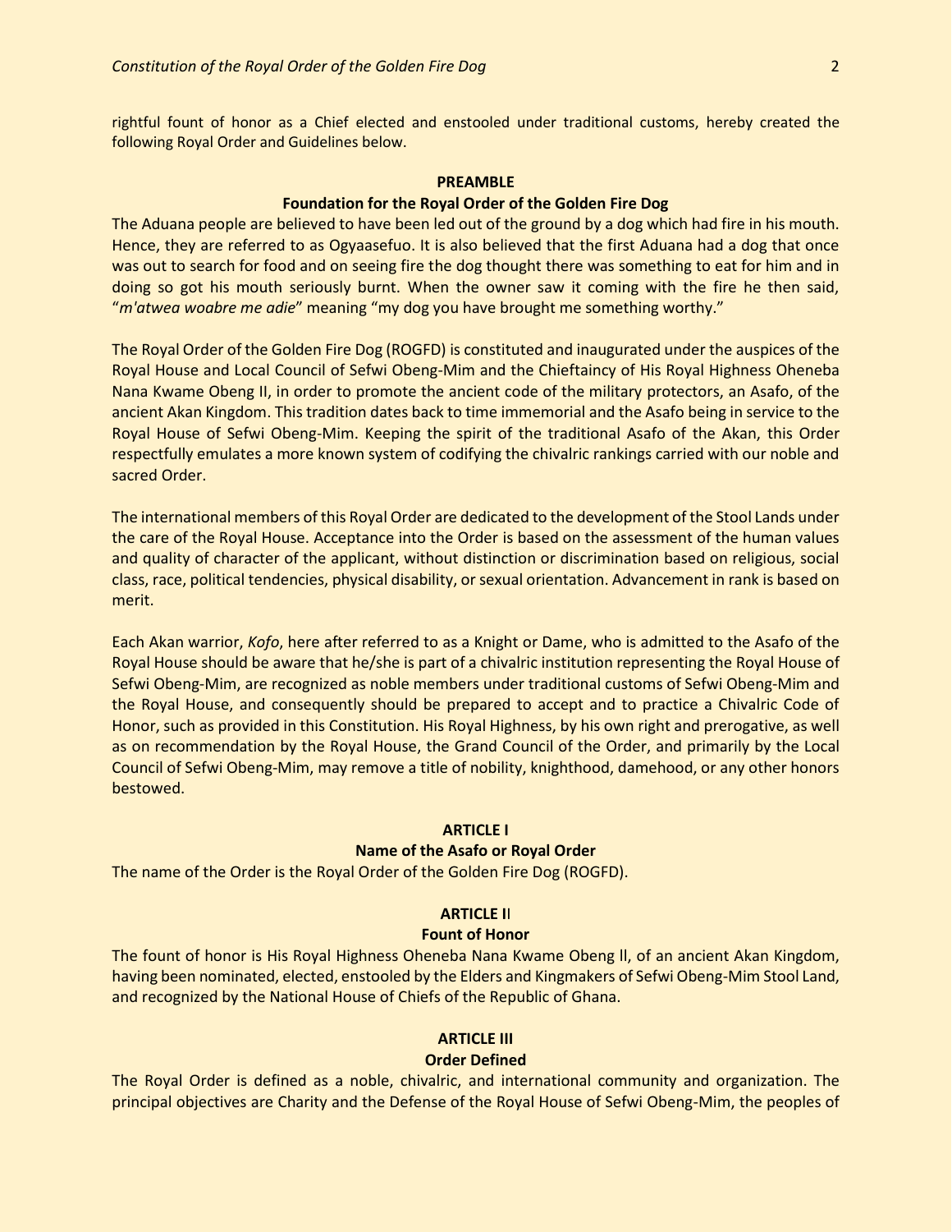rightful fount of honor as a Chief elected and enstooled under traditional customs, hereby created the following Royal Order and Guidelines below.

**PREAMBLE**

**Foundation for the Royal Order of the Golden Fire Dog**

The Aduana people are believed to have been led out of the ground by a dog which had fire in his mouth. Hence, they are referred to as Ogyaasefuo. It is also believed that the first Aduana had a dog that once was out to search for food and on seeing fire the dog thought there was something to eat for him and in doing so got his mouth seriously burnt. When the owner saw it coming with the fire he then said, "*m'atwea woabre me adie*" meaning "my dog you have brought me something worthy."

The Royal Order of the Golden Fire Dog (ROGFD) is constituted and inaugurated under the auspices of the Royal House and Local Council of Sefwi Obeng-Mim and the Chieftaincy of His Royal Highness Oheneba Nana Kwame Obeng II, in order to promote the ancient code of the military protectors, an Asafo, of the ancient Akan Kingdom. This tradition dates back to time immemorial and the Asafo being in service to the Royal House of Sefwi Obeng-Mim. Keeping the spirit of the traditional Asafo of the Akan, this Order respectfully emulates a more known system of codifying the chivalric rankings carried with our noble and sacred Order.

The international members of this Royal Order are dedicated to the development of the Stool Lands under the care of the Royal House. Acceptance into the Order is based on the assessment of the human values and quality of character of the applicant, without distinction or discrimination based on religious, social class, race, political tendencies, physical disability, or sexual orientation. Advancement in rank is based on merit.

Each Akan warrior, *Kofo*, here after referred to as a Knight or Dame, who is admitted to the Asafo of the Royal House should be aware that he/she is part of a chivalric institution representing the Royal House of Sefwi Obeng-Mim, are recognized as noble members under traditional customs of Sefwi Obeng-Mim and the Royal House, and consequently should be prepared to accept and to practice a Chivalric Code of Honor, such as provided in this Constitution. His Royal Highness, by his own right and prerogative, as well as on recommendation by the Royal House, the Grand Council of the Order, and primarily by the Local Council of Sefwi Obeng-Mim, may remove a title of nobility, knighthood, damehood, or any other honors bestowed.

**ARTICLE I**

**Name of the Asafo or Royal Order**

The name of the Order is the Royal Order of the Golden Fire Dog (ROGFD).

**ARTICLE II**

**Fount of Honor**

The fount of honor is His Royal Highness Oheneba Nana Kwame Obeng II, of an ancient Akan Kingdom, having been nominated, elected, enstooled by the Elders and Kingmakers of Sefwi Obeng-Mim Stool Land, and recognized by the National House of Chiefs of the Republic of Ghana.

**ARTICLE III**

**Order Defined**

The Royal Order is defined as a noble, chivalric, and international community and organization. The principal objectives are Charity and the Defense of the Royal House of Sefwi Obeng-Mim, the peoples of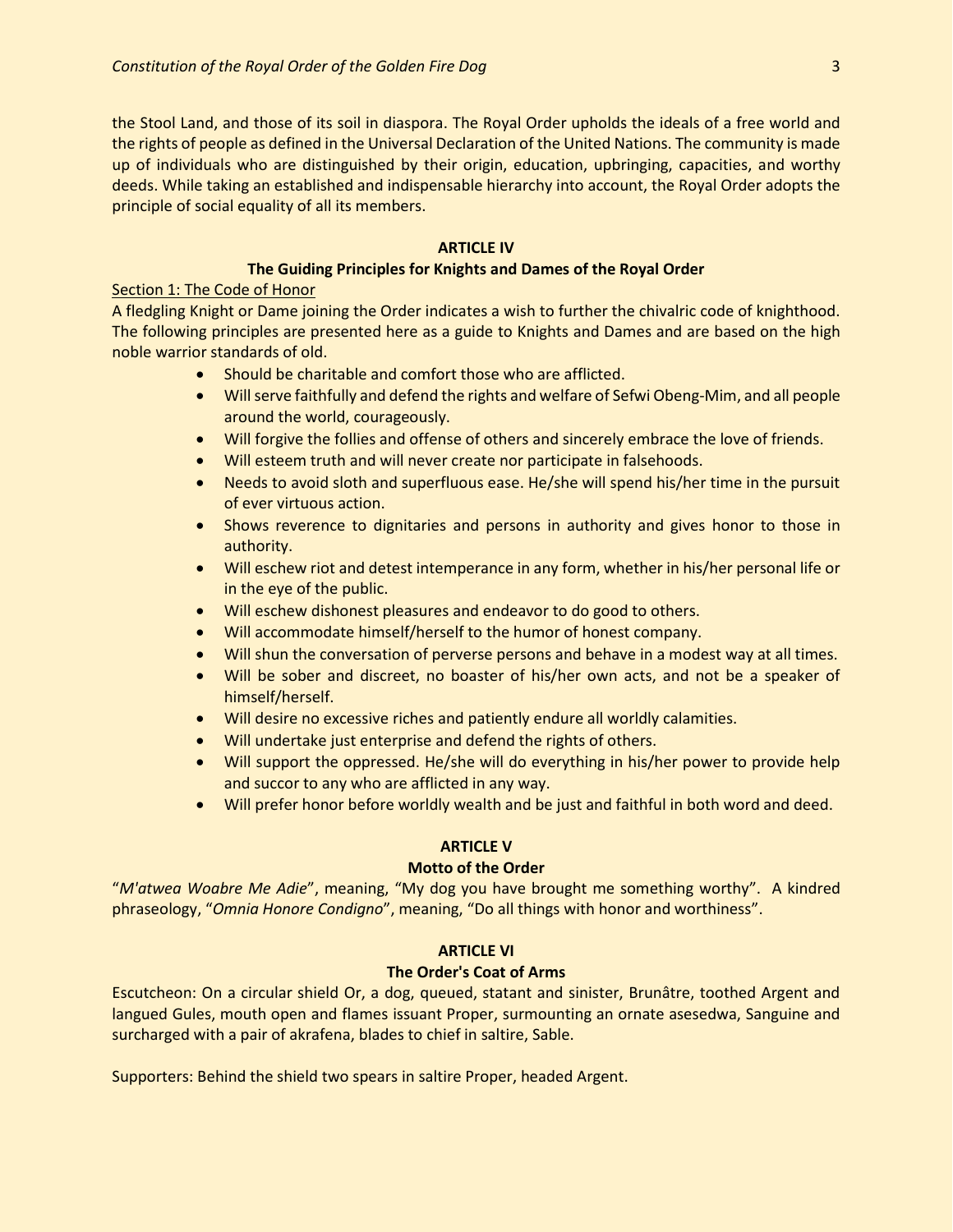the Stool Land, and those of its soil in diaspora. The Royal Order upholds the ideals of a free world and the rights of people as defined in the Universal Declaration of the United Nations. The community is made up of individuals who are distinguished by their origin, education, upbringing, capacities, and worthy deeds. While taking an established and indispensable hierarchy into account, the Royal Order adopts the principle of social equality of all its members.

## ARTICLE IV

### The Guiding Principles for Knights and Dames of the Royal Order

Section 1: The Code of Honor

A fledgling Knight or Dame joining the Order indicates a wish to further the chivalric code of knighthood. The following principles are presented here as a guide to Knights and Dames and are based on the high noble warrior standards of old.

- Should be charitable and comfort those who are afflicted.
- Will serve faithfully and defend the rights and welfare of Sefwi Obeng-Mim, and all people around the world, courageously.
- Will forgive the follies and offense of others and sincerely embrace the love of friends.
- Will esteem truth and will never create nor participate in falsehoods.
- Needs to avoid sloth and superfluous ease. He/she will spend his/her time in the pursuit of ever virtuous action.
- Shows reverence to dignitaries and persons in authority and gives honor to those in authority.
- Will eschew riot and detest intemperance in any form, whether in his/her personal life or in the eye of the public.
- Will eschew dishonest pleasures and endeavor to do good to others.
- Will accommodate himself/herself to the humor of honest company.
- Will shun the conversation of perverse persons and behave in a modest way at all times.
- Will be sober and discreet, no boaster of his/her own acts, and not be a speaker of himself/herself.
- Will desire no excessive riches and patiently endure all worldly calamities.
- Will undertake just enterprise and defend the rights of others.
- Will support the oppressed. He/she will do everything in his/her power to provide help and succor to any who are afflicted in any way.
- Will prefer honor before worldly wealth and be just and faithful in both word and deed.

## ARTICLE V

### Motto of the Order

"*M'atwea Woabre Me Adie*", meaning, "My dog you have brought me something worthy". A kindred phraseology, "*Omnia Honore Condigno*", meaning, "Do all things with honor and worthiness".

## ARTICLE VI

### The Order's Coat of Arms

Escutcheon: On a circular shield Or, a dog, queued, statant and sinister, Brunâtre, toothed Argent and langued Gules, mouth open and flames issuant Proper, surmounting an ornate asesedwa, Sanguine and surcharged with a pair of akrafena, blades to chief in saltire, Sable.

Supporters: Behind the shield two spears in saltire Proper, headed Argent.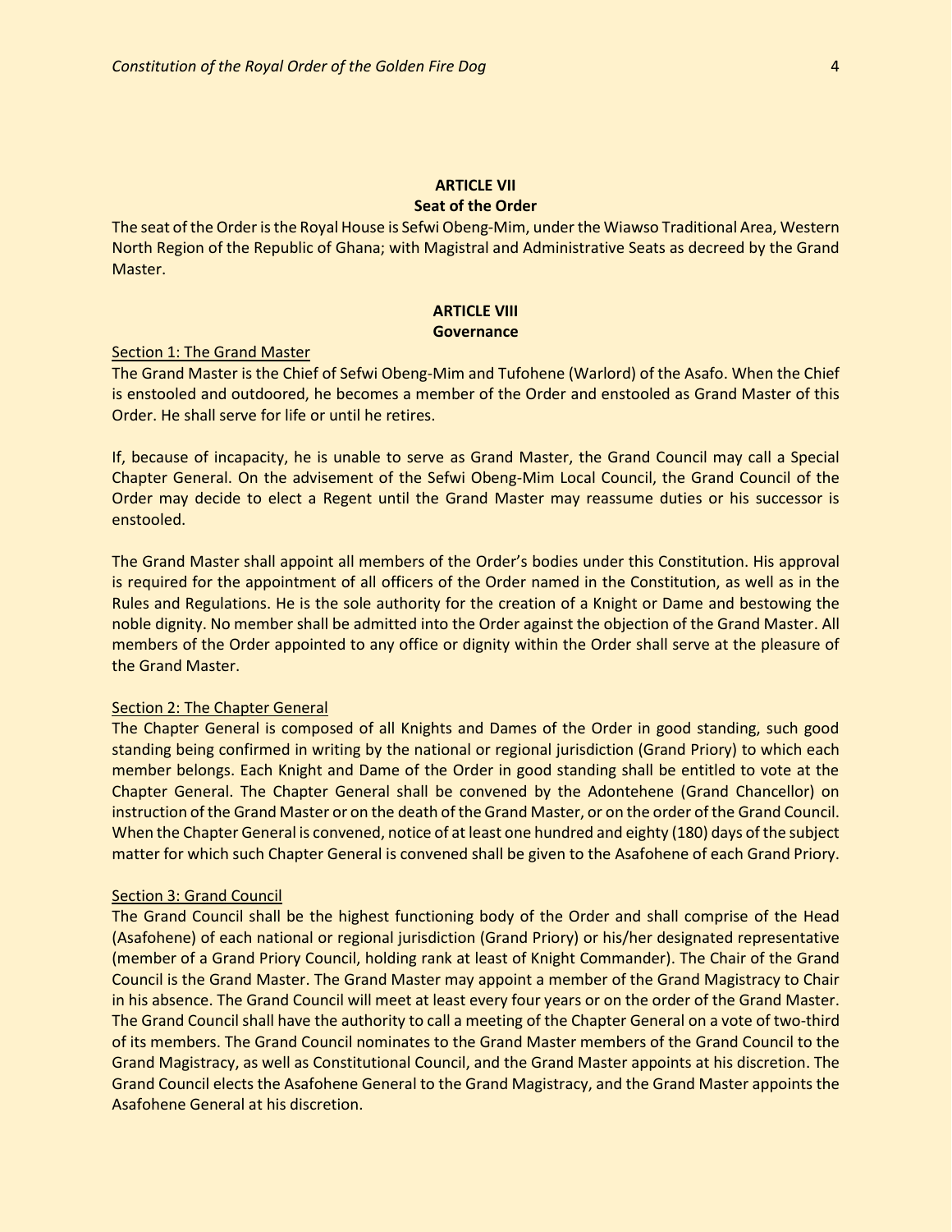## ARTICLE VII
**Seat of the Order**

The seat of the Order is the Royal House is Sefwi Obeng-Mim, under the Wiawso Traditional Area, Western North Region of the Republic of Ghana; with Magistral and Administrative Seats as decreed by the Grand Master.

## ARTICLE VIII
**Governance**

Section 1: The Grand Master

The Grand Master is the Chief of Sefwi Obeng-Mim and Tufohene (Warlord) of the Asafo. When the Chief is enstooled and outdoored, he becomes a member of the Order and enstooled as Grand Master of this Order. He shall serve for life or until he retires.

If, because of incapacity, he is unable to serve as Grand Master, the Grand Council may call a Special Chapter General. On the advisement of the Sefwi Obeng-Mim Local Council, the Grand Council of the Order may decide to elect a Regent until the Grand Master may reassume duties or his successor is enstooled.

The Grand Master shall appoint all members of the Order's bodies under this Constitution. His approval is required for the appointment of all officers of the Order named in the Constitution, as well as in the Rules and Regulations. He is the sole authority for the creation of a Knight or Dame and bestowing the noble dignity. No member shall be admitted into the Order against the objection of the Grand Master. All members of the Order appointed to any office or dignity within the Order shall serve at the pleasure of the Grand Master.

Section 2: The Chapter General

The Chapter General is composed of all Knights and Dames of the Order in good standing, such good standing being confirmed in writing by the national or regional jurisdiction (Grand Priory) to which each member belongs. Each Knight and Dame of the Order in good standing shall be entitled to vote at the Chapter General. The Chapter General shall be convened by the Adontehene (Grand Chancellor) on instruction of the Grand Master or on the death of the Grand Master, or on the order of the Grand Council. When the Chapter General is convened, notice of at least one hundred and eighty (180) days of the subject matter for which such Chapter General is convened shall be given to the Asafohene of each Grand Priory.

Section 3: Grand Council

The Grand Council shall be the highest functioning body of the Order and shall comprise of the Head (Asafohene) of each national or regional jurisdiction (Grand Priory) or his/her designated representative (member of a Grand Priory Council, holding rank at least of Knight Commander). The Chair of the Grand Council is the Grand Master. The Grand Master may appoint a member of the Grand Magistracy to Chair in his absence. The Grand Council will meet at least every four years or on the order of the Grand Master. The Grand Council shall have the authority to call a meeting of the Chapter General on a vote of two-third of its members. The Grand Council nominates to the Grand Master members of the Grand Council to the Grand Magistracy, as well as Constitutional Council, and the Grand Master appoints at his discretion. The Grand Council elects the Asafohene General to the Grand Magistracy, and the Grand Master appoints the Asafohene General at his discretion.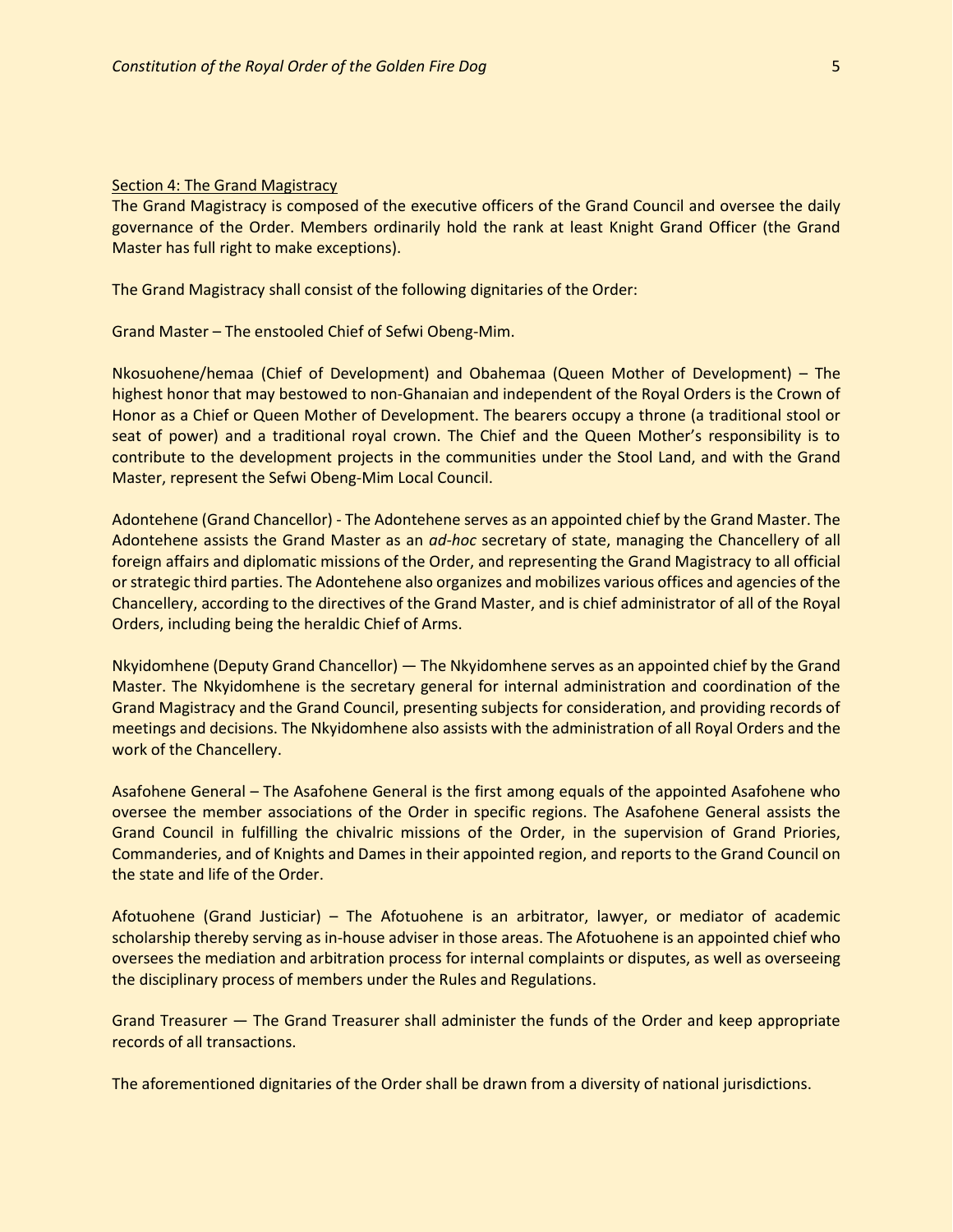## Section 4: The Grand Magistracy

The Grand Magistracy is composed of the executive officers of the Grand Council and oversee the daily governance of the Order. Members ordinarily hold the rank at least Knight Grand Officer (the Grand Master has full right to make exceptions).

The Grand Magistracy shall consist of the following dignitaries of the Order:

Grand Master – The enstooled Chief of Sefwi Obeng-Mim.

Nkosuohene/hemaa (Chief of Development) and Obahemaa (Queen Mother of Development) – The highest honor that may bestowed to non-Ghanaian and independent of the Royal Orders is the Crown of Honor as a Chief or Queen Mother of Development. The bearers occupy a throne (a traditional stool or seat of power) and a traditional royal crown. The Chief and the Queen Mother's responsibility is to contribute to the development projects in the communities under the Stool Land, and with the Grand Master, represent the Sefwi Obeng-Mim Local Council.

Adontehene (Grand Chancellor) - The Adontehene serves as an appointed chief by the Grand Master. The Adontehene assists the Grand Master as an *ad-hoc* secretary of state, managing the Chancellery of all foreign affairs and diplomatic missions of the Order, and representing the Grand Magistracy to all official or strategic third parties. The Adontehene also organizes and mobilizes various offices and agencies of the Chancellery, according to the directives of the Grand Master, and is chief administrator of all of the Royal Orders, including being the heraldic Chief of Arms.

Nkyidomhene (Deputy Grand Chancellor) — The Nkyidomhene serves as an appointed chief by the Grand Master. The Nkyidomhene is the secretary general for internal administration and coordination of the Grand Magistracy and the Grand Council, presenting subjects for consideration, and providing records of meetings and decisions. The Nkyidomhene also assists with the administration of all Royal Orders and the work of the Chancellery.

Asafohene General – The Asafohene General is the first among equals of the appointed Asafohene who oversee the member associations of the Order in specific regions. The Asafohene General assists the Grand Council in fulfilling the chivalric missions of the Order, in the supervision of Grand Priories, Commanderies, and of Knights and Dames in their appointed region, and reports to the Grand Council on the state and life of the Order.

Afotuohene (Grand Justiciar) – The Afotuohene is an arbitrator, lawyer, or mediator of academic scholarship thereby serving as in-house adviser in those areas. The Afotuohene is an appointed chief who oversees the mediation and arbitration process for internal complaints or disputes, as well as overseeing the disciplinary process of members under the Rules and Regulations.

Grand Treasurer — The Grand Treasurer shall administer the funds of the Order and keep appropriate records of all transactions.

The aforementioned dignitaries of the Order shall be drawn from a diversity of national jurisdictions.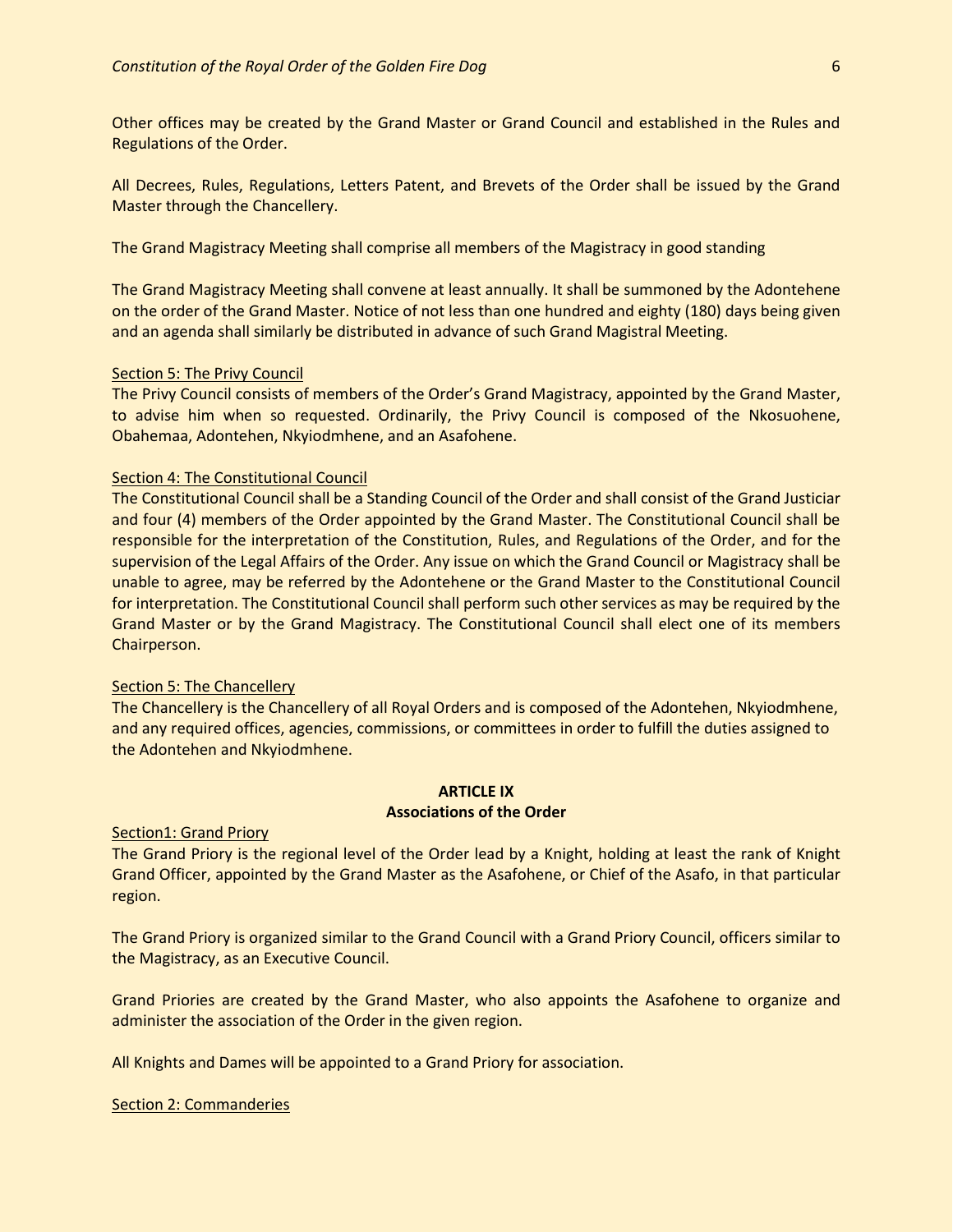Other offices may be created by the Grand Master or Grand Council and established in the Rules and Regulations of the Order.

All Decrees, Rules, Regulations, Letters Patent, and Brevets of the Order shall be issued by the Grand Master through the Chancellery.

The Grand Magistracy Meeting shall comprise all members of the Magistracy in good standing

The Grand Magistracy Meeting shall convene at least annually. It shall be summoned by the Adontehene on the order of the Grand Master. Notice of not less than one hundred and eighty (180) days being given and an agenda shall similarly be distributed in advance of such Grand Magistral Meeting.

<u>Section 5: The Privy Council</u>

The Privy Council consists of members of the Order's Grand Magistracy, appointed by the Grand Master, to advise him when so requested. Ordinarily, the Privy Council is composed of the Nkosuohene, Obahemaa, Adontehen, Nkyiodmhene, and an Asafohene.

<u>Section 4: The Constitutional Council</u>

The Constitutional Council shall be a Standing Council of the Order and shall consist of the Grand Justiciar and four (4) members of the Order appointed by the Grand Master. The Constitutional Council shall be responsible for the interpretation of the Constitution, Rules, and Regulations of the Order, and for the supervision of the Legal Affairs of the Order. Any issue on which the Grand Council or Magistracy shall be unable to agree, may be referred by the Adontehene or the Grand Master to the Constitutional Council for interpretation. The Constitutional Council shall perform such other services as may be required by the Grand Master or by the Grand Magistracy. The Constitutional Council shall elect one of its members Chairperson.

<u>Section 5: The Chancellery</u>

The Chancellery is the Chancellery of all Royal Orders and is composed of the Adontehen, Nkyiodmhene, and any required offices, agencies, commissions, or committees in order to fulfill the duties assigned to the Adontehen and Nkyiodmhene.

## ARTICLE IX
## Associations of the Order

<u>Section1: Grand Priory</u>

The Grand Priory is the regional level of the Order lead by a Knight, holding at least the rank of Knight Grand Officer, appointed by the Grand Master as the Asafohene, or Chief of the Asafo, in that particular region.

The Grand Priory is organized similar to the Grand Council with a Grand Priory Council, officers similar to the Magistracy, as an Executive Council.

Grand Priories are created by the Grand Master, who also appoints the Asafohene to organize and administer the association of the Order in the given region.

All Knights and Dames will be appointed to a Grand Priory for association.

<u>Section 2: Commanderies</u>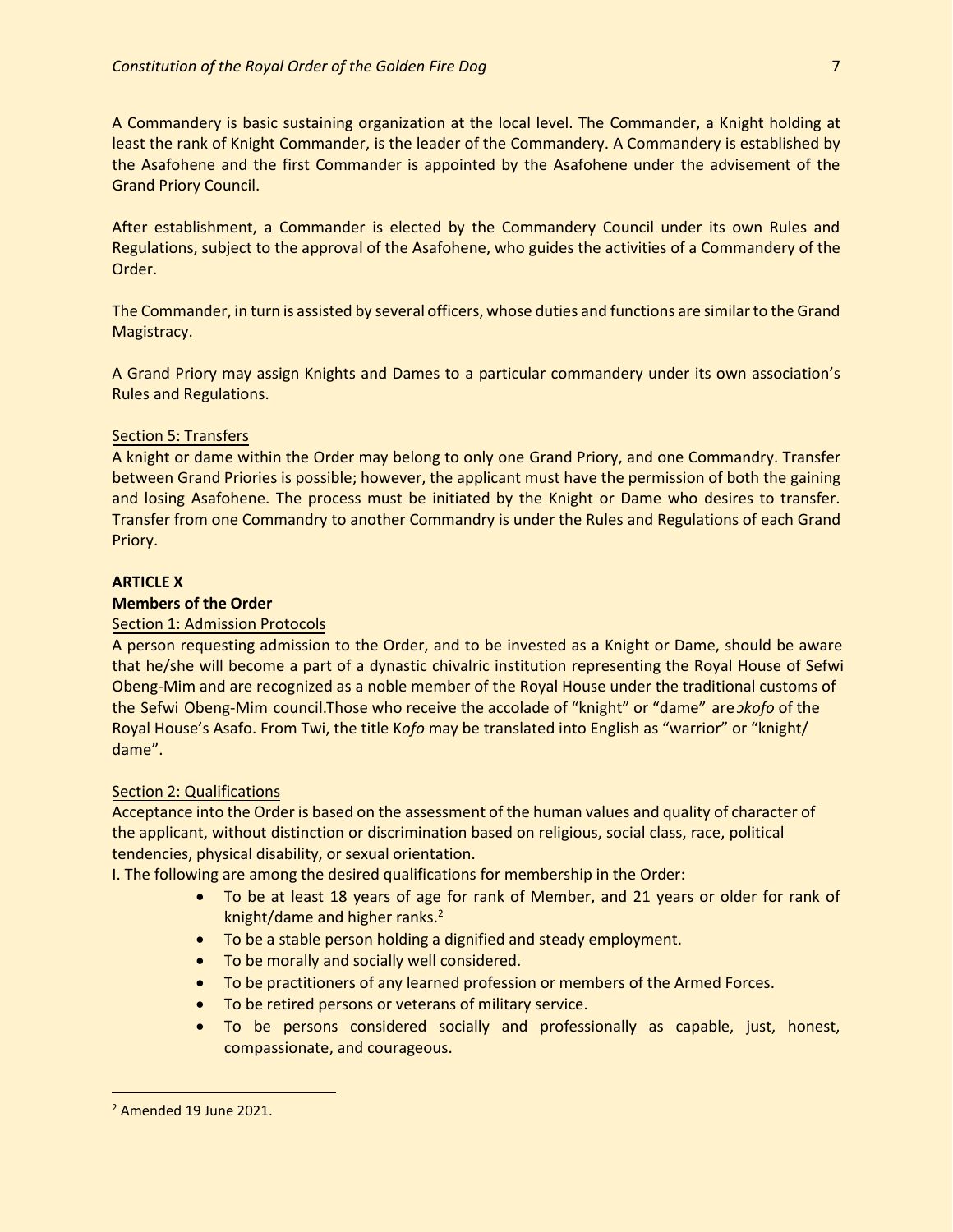A Commandery is basic sustaining organization at the local level. The Commander, a Knight holding at least the rank of Knight Commander, is the leader of the Commandery. A Commandery is established by the Asafohene and the first Commander is appointed by the Asafohene under the advisement of the Grand Priory Council.

After establishment, a Commander is elected by the Commandery Council under its own Rules and Regulations, subject to the approval of the Asafohene, who guides the activities of a Commandery of the Order.

The Commander, in turn is assisted by several officers, whose duties and functions are similar to the Grand Magistracy.

A Grand Priory may assign Knights and Dames to a particular commandery under its own association's Rules and Regulations.

<u>Section 5: Transfers</u>

A knight or dame within the Order may belong to only one Grand Priory, and one Commandry. Transfer between Grand Priories is possible; however, the applicant must have the permission of both the gaining and losing Asafohene. The process must be initiated by the Knight or Dame who desires to transfer. Transfer from one Commandry to another Commandry is under the Rules and Regulations of each Grand Priory.

**ARTICLE X**

**Members of the Order**

<u>Section 1: Admission Protocols</u>

A person requesting admission to the Order, and to be invested as a Knight or Dame, should be aware that he/she will become a part of a dynastic chivalric institution representing the Royal House of Sefwi Obeng-Mim and are recognized as a noble member of the Royal House under the traditional customs of the Sefwi Obeng-Mim council.Those who receive the accolade of "knight" or "dame" are *ɔkofo* of the Royal House's Asafo. From Twi, the title K*ofo* may be translated into English as "warrior" or "knight/ dame".

<u>Section 2: Qualifications</u>

Acceptance into the Order is based on the assessment of the human values and quality of character of the applicant, without distinction or discrimination based on religious, social class, race, political tendencies, physical disability, or sexual orientation.

I. The following are among the desired qualifications for membership in the Order:

- To be at least 18 years of age for rank of Member, and 21 years or older for rank of knight/dame and higher ranks.[2]
- To be a stable person holding a dignified and steady employment.
- To be morally and socially well considered.
- To be practitioners of any learned profession or members of the Armed Forces.
- To be retired persons or veterans of military service.
- To be persons considered socially and professionally as capable, just, honest, compassionate, and courageous.

[2] Amended 19 June 2021.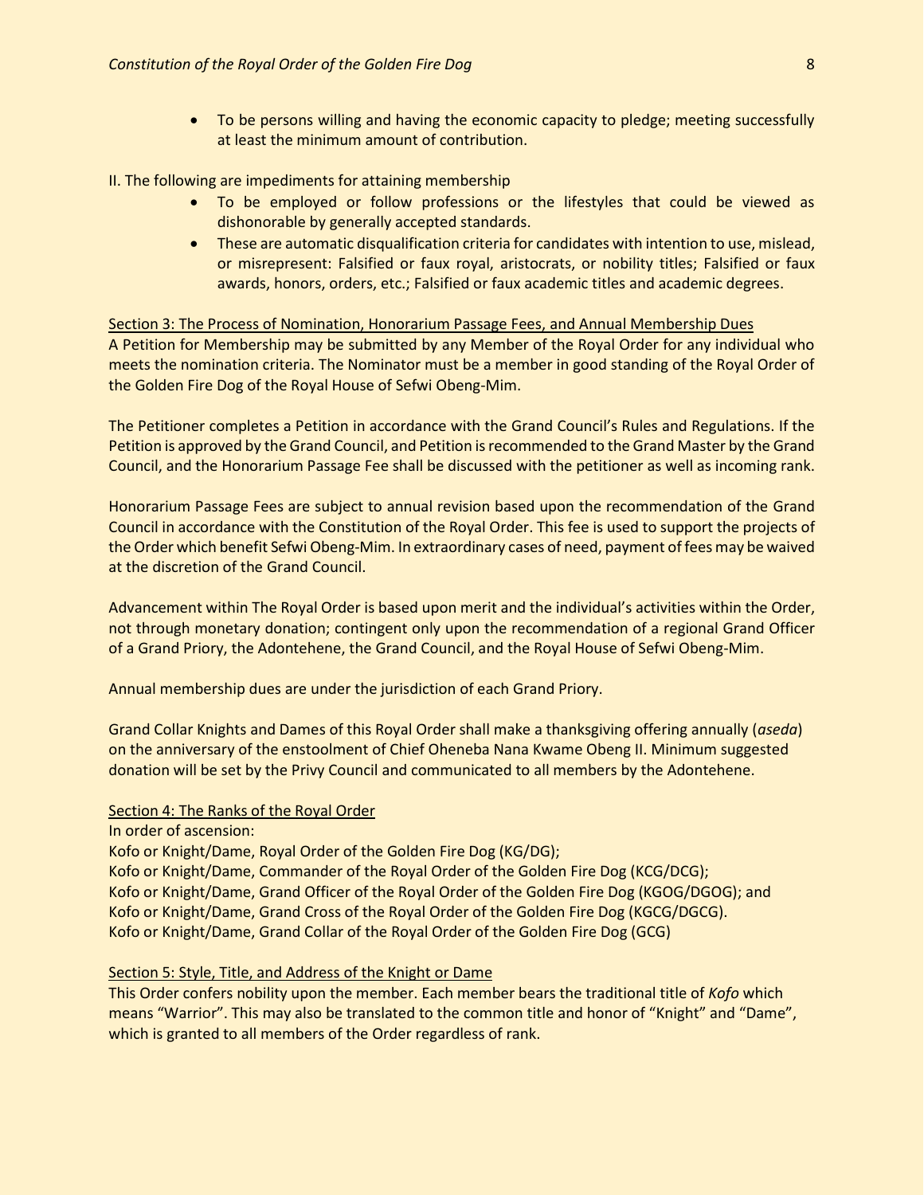- To be persons willing and having the economic capacity to pledge; meeting successfully at least the minimum amount of contribution.

II. The following are impediments for attaining membership

- To be employed or follow professions or the lifestyles that could be viewed as dishonorable by generally accepted standards.
- These are automatic disqualification criteria for candidates with intention to use, mislead, or misrepresent: Falsified or faux royal, aristocrats, or nobility titles; Falsified or faux awards, honors, orders, etc.; Falsified or faux academic titles and academic degrees.

<u>Section 3: The Process of Nomination, Honorarium Passage Fees, and Annual Membership Dues</u>

A Petition for Membership may be submitted by any Member of the Royal Order for any individual who meets the nomination criteria. The Nominator must be a member in good standing of the Royal Order of the Golden Fire Dog of the Royal House of Sefwi Obeng-Mim.

The Petitioner completes a Petition in accordance with the Grand Council's Rules and Regulations. If the Petition is approved by the Grand Council, and Petition is recommended to the Grand Master by the Grand Council, and the Honorarium Passage Fee shall be discussed with the petitioner as well as incoming rank.

Honorarium Passage Fees are subject to annual revision based upon the recommendation of the Grand Council in accordance with the Constitution of the Royal Order. This fee is used to support the projects of the Order which benefit Sefwi Obeng-Mim. In extraordinary cases of need, payment of fees may be waived at the discretion of the Grand Council.

Advancement within The Royal Order is based upon merit and the individual's activities within the Order, not through monetary donation; contingent only upon the recommendation of a regional Grand Officer of a Grand Priory, the Adontehene, the Grand Council, and the Royal House of Sefwi Obeng-Mim.

Annual membership dues are under the jurisdiction of each Grand Priory.

Grand Collar Knights and Dames of this Royal Order shall make a thanksgiving offering annually (*aseda*) on the anniversary of the enstoolment of Chief Oheneba Nana Kwame Obeng II. Minimum suggested donation will be set by the Privy Council and communicated to all members by the Adontehene.

<u>Section 4: The Ranks of the Royal Order</u>

In order of ascension:
Kofo or Knight/Dame, Royal Order of the Golden Fire Dog (KG/DG);
Kofo or Knight/Dame, Commander of the Royal Order of the Golden Fire Dog (KCG/DCG);
Kofo or Knight/Dame, Grand Officer of the Royal Order of the Golden Fire Dog (KGOG/DGOG); and
Kofo or Knight/Dame, Grand Cross of the Royal Order of the Golden Fire Dog (KGCG/DGCG).
Kofo or Knight/Dame, Grand Collar of the Royal Order of the Golden Fire Dog (GCG)

<u>Section 5: Style, Title, and Address of the Knight or Dame</u>

This Order confers nobility upon the member. Each member bears the traditional title of *Kofo* which means "Warrior". This may also be translated to the common title and honor of "Knight" and "Dame", which is granted to all members of the Order regardless of rank.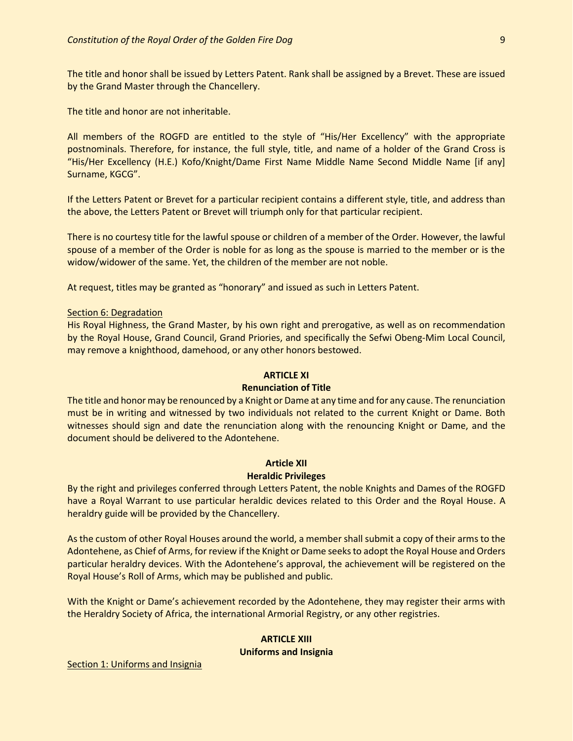The title and honor shall be issued by Letters Patent. Rank shall be assigned by a Brevet. These are issued by the Grand Master through the Chancellery.

The title and honor are not inheritable.

All members of the ROGFD are entitled to the style of "His/Her Excellency" with the appropriate postnominals. Therefore, for instance, the full style, title, and name of a holder of the Grand Cross is "His/Her Excellency (H.E.) Kofo/Knight/Dame First Name Middle Name Second Middle Name [if any] Surname, KGCG".

If the Letters Patent or Brevet for a particular recipient contains a different style, title, and address than the above, the Letters Patent or Brevet will triumph only for that particular recipient.

There is no courtesy title for the lawful spouse or children of a member of the Order. However, the lawful spouse of a member of the Order is noble for as long as the spouse is married to the member or is the widow/widower of the same. Yet, the children of the member are not noble.

At request, titles may be granted as "honorary" and issued as such in Letters Patent.

<u>Section 6: Degradation</u>

His Royal Highness, the Grand Master, by his own right and prerogative, as well as on recommendation by the Royal House, Grand Council, Grand Priories, and specifically the Sefwi Obeng-Mim Local Council, may remove a knighthood, damehood, or any other honors bestowed.

## ARTICLE XI
## Renunciation of Title

The title and honor may be renounced by a Knight or Dame at any time and for any cause. The renunciation must be in writing and witnessed by two individuals not related to the current Knight or Dame. Both witnesses should sign and date the renunciation along with the renouncing Knight or Dame, and the document should be delivered to the Adontehene.

## Article XII
## Heraldic Privileges

By the right and privileges conferred through Letters Patent, the noble Knights and Dames of the ROGFD have a Royal Warrant to use particular heraldic devices related to this Order and the Royal House. A heraldry guide will be provided by the Chancellery.

As the custom of other Royal Houses around the world, a member shall submit a copy of their arms to the Adontehene, as Chief of Arms, for review if the Knight or Dame seeks to adopt the Royal House and Orders particular heraldry devices. With the Adontehene's approval, the achievement will be registered on the Royal House's Roll of Arms, which may be published and public.

With the Knight or Dame's achievement recorded by the Adontehene, they may register their arms with the Heraldry Society of Africa, the international Armorial Registry, or any other registries.

## ARTICLE XIII
## Uniforms and Insignia

<u>Section 1: Uniforms and Insignia</u>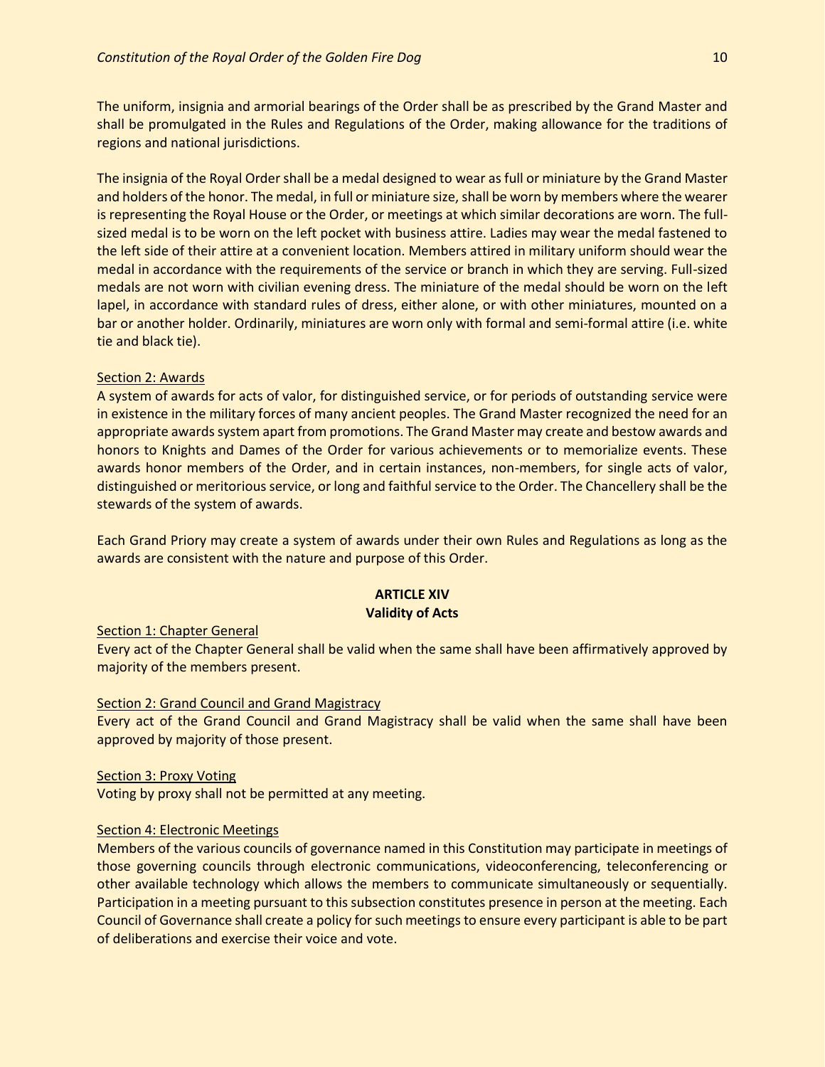The uniform, insignia and armorial bearings of the Order shall be as prescribed by the Grand Master and shall be promulgated in the Rules and Regulations of the Order, making allowance for the traditions of regions and national jurisdictions.

The insignia of the Royal Order shall be a medal designed to wear as full or miniature by the Grand Master and holders of the honor. The medal, in full or miniature size, shall be worn by members where the wearer is representing the Royal House or the Order, or meetings at which similar decorations are worn. The full-sized medal is to be worn on the left pocket with business attire. Ladies may wear the medal fastened to the left side of their attire at a convenient location. Members attired in military uniform should wear the medal in accordance with the requirements of the service or branch in which they are serving. Full-sized medals are not worn with civilian evening dress. The miniature of the medal should be worn on the left lapel, in accordance with standard rules of dress, either alone, or with other miniatures, mounted on a bar or another holder. Ordinarily, miniatures are worn only with formal and semi-formal attire (i.e. white tie and black tie).

<u>Section 2: Awards</u>

A system of awards for acts of valor, for distinguished service, or for periods of outstanding service were in existence in the military forces of many ancient peoples. The Grand Master recognized the need for an appropriate awards system apart from promotions. The Grand Master may create and bestow awards and honors to Knights and Dames of the Order for various achievements or to memorialize events. These awards honor members of the Order, and in certain instances, non-members, for single acts of valor, distinguished or meritorious service, or long and faithful service to the Order. The Chancellery shall be the stewards of the system of awards.

Each Grand Priory may create a system of awards under their own Rules and Regulations as long as the awards are consistent with the nature and purpose of this Order.

## ARTICLE XIV
## Validity of Acts

<u>Section 1: Chapter General</u>

Every act of the Chapter General shall be valid when the same shall have been affirmatively approved by majority of the members present.

<u>Section 2: Grand Council and Grand Magistracy</u>

Every act of the Grand Council and Grand Magistracy shall be valid when the same shall have been approved by majority of those present.

<u>Section 3: Proxy Voting</u>

Voting by proxy shall not be permitted at any meeting.

<u>Section 4: Electronic Meetings</u>

Members of the various councils of governance named in this Constitution may participate in meetings of those governing councils through electronic communications, videoconferencing, teleconferencing or other available technology which allows the members to communicate simultaneously or sequentially. Participation in a meeting pursuant to this subsection constitutes presence in person at the meeting. Each Council of Governance shall create a policy for such meetings to ensure every participant is able to be part of deliberations and exercise their voice and vote.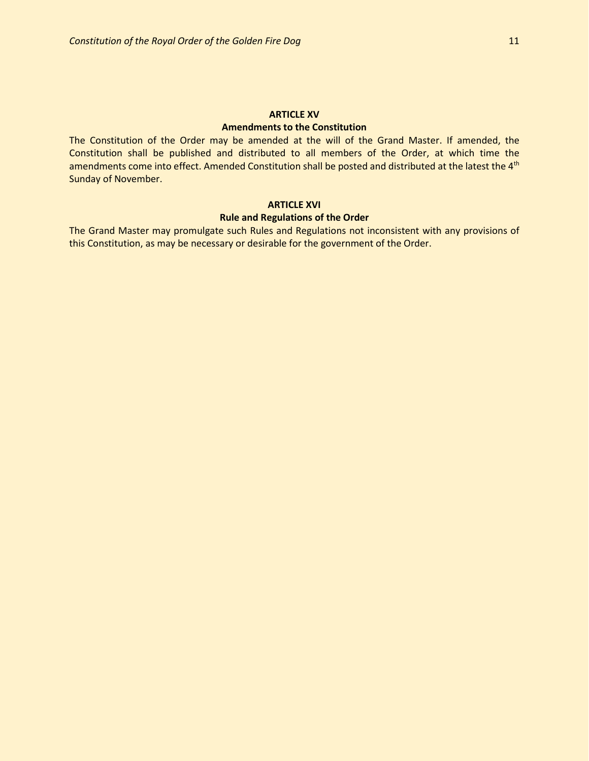## ARTICLE XV

### Amendments to the Constitution

The Constitution of the Order may be amended at the will of the Grand Master. If amended, the Constitution shall be published and distributed to all members of the Order, at which time the amendments come into effect. Amended Constitution shall be posted and distributed at the latest the 4th Sunday of November.

## ARTICLE XVI

### Rule and Regulations of the Order

The Grand Master may promulgate such Rules and Regulations not inconsistent with any provisions of this Constitution, as may be necessary or desirable for the government of the Order.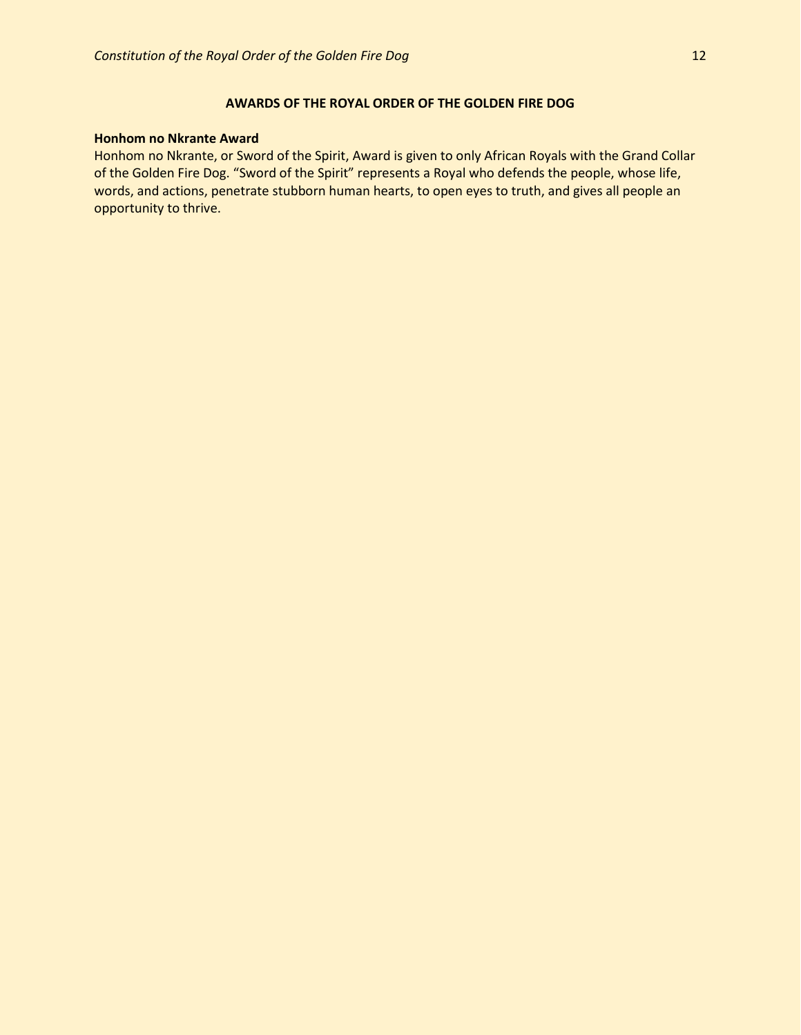## AWARDS OF THE ROYAL ORDER OF THE GOLDEN FIRE DOG

**Honhom no Nkrante Award**

Honhom no Nkrante, or Sword of the Spirit, Award is given to only African Royals with the Grand Collar of the Golden Fire Dog. "Sword of the Spirit" represents a Royal who defends the people, whose life, words, and actions, penetrate stubborn human hearts, to open eyes to truth, and gives all people an opportunity to thrive.